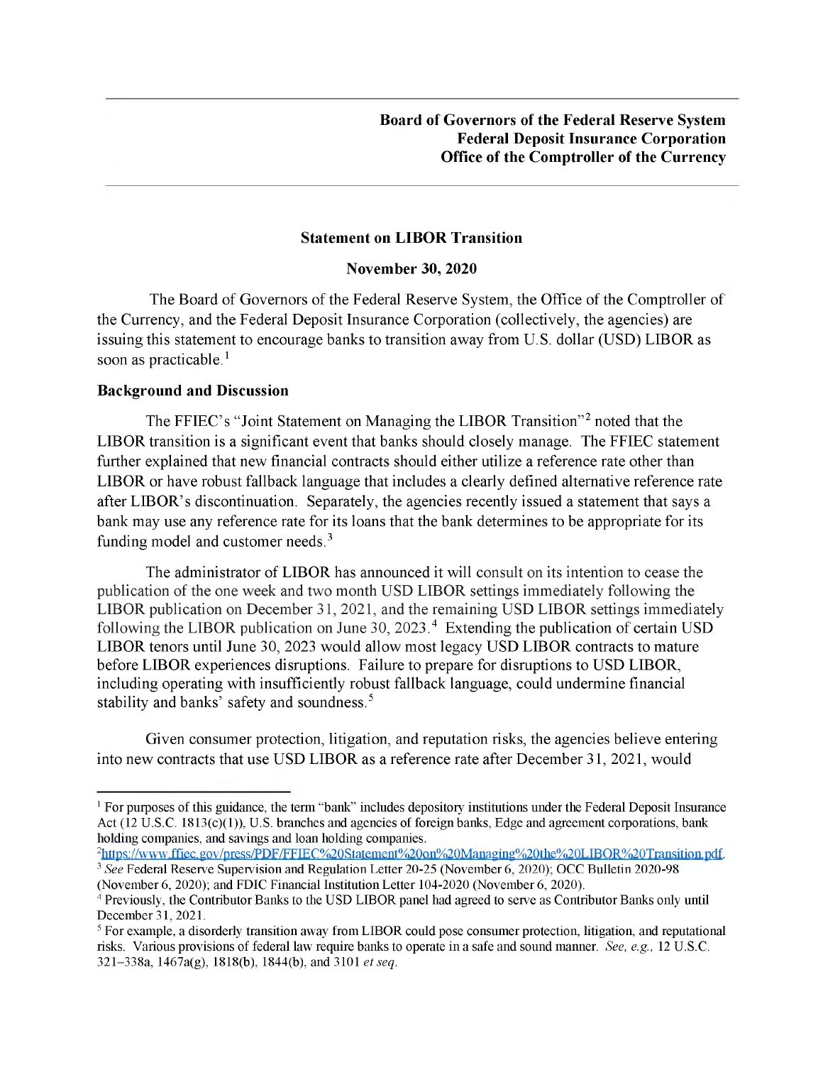**Board of Governors of the Federal Reserve System**
**Federal Deposit Insurance Corporation**
**Office of the Comptroller of the Currency**

---

## Statement on LIBOR Transition

**November 30, 2020**

The Board of Governors of the Federal Reserve System, the Office of the Comptroller of the Currency, and the Federal Deposit Insurance Corporation (collectively, the agencies) are issuing this statement to encourage banks to transition away from U.S. dollar (USD) LIBOR as soon as practicable.[1]

### Background and Discussion

The FFIEC's "Joint Statement on Managing the LIBOR Transition"[2] noted that the LIBOR transition is a significant event that banks should closely manage. The FFIEC statement further explained that new financial contracts should either utilize a reference rate other than LIBOR or have robust fallback language that includes a clearly defined alternative reference rate after LIBOR's discontinuation. Separately, the agencies recently issued a statement that says a bank may use any reference rate for its loans that the bank determines to be appropriate for its funding model and customer needs.[3]

The administrator of LIBOR has announced it will consult on its intention to cease the publication of the one week and two month USD LIBOR settings immediately following the LIBOR publication on December 31, 2021, and the remaining USD LIBOR settings immediately following the LIBOR publication on June 30, 2023.[4] Extending the publication of certain USD LIBOR tenors until June 30, 2023 would allow most legacy USD LIBOR contracts to mature before LIBOR experiences disruptions. Failure to prepare for disruptions to USD LIBOR, including operating with insufficiently robust fallback language, could undermine financial stability and banks' safety and soundness.[5]

Given consumer protection, litigation, and reputation risks, the agencies believe entering into new contracts that use USD LIBOR as a reference rate after December 31, 2021, would

---

[1] For purposes of this guidance, the term "bank" includes depository institutions under the Federal Deposit Insurance Act (12 U.S.C. 1813(c)(1)), U.S. branches and agencies of foreign banks, Edge and agreement corporations, bank holding companies, and savings and loan holding companies.

[2] https://www.ffiec.gov/press/PDF/FFIEC%20Statement%20on%20Managing%20the%20LIBOR%20Transition.pdf.

[3] *See* Federal Reserve Supervision and Regulation Letter 20-25 (November 6, 2020); OCC Bulletin 2020-98 (November 6, 2020); and FDIC Financial Institution Letter 104-2020 (November 6, 2020).

[4] Previously, the Contributor Banks to the USD LIBOR panel had agreed to serve as Contributor Banks only until December 31, 2021.

[5] For example, a disorderly transition away from LIBOR could pose consumer protection, litigation, and reputational risks. Various provisions of federal law require banks to operate in a safe and sound manner. *See, e.g.,* 12 U.S.C. 321–338a, 1467a(g), 1818(b), 1844(b), and 3101 *et seq.*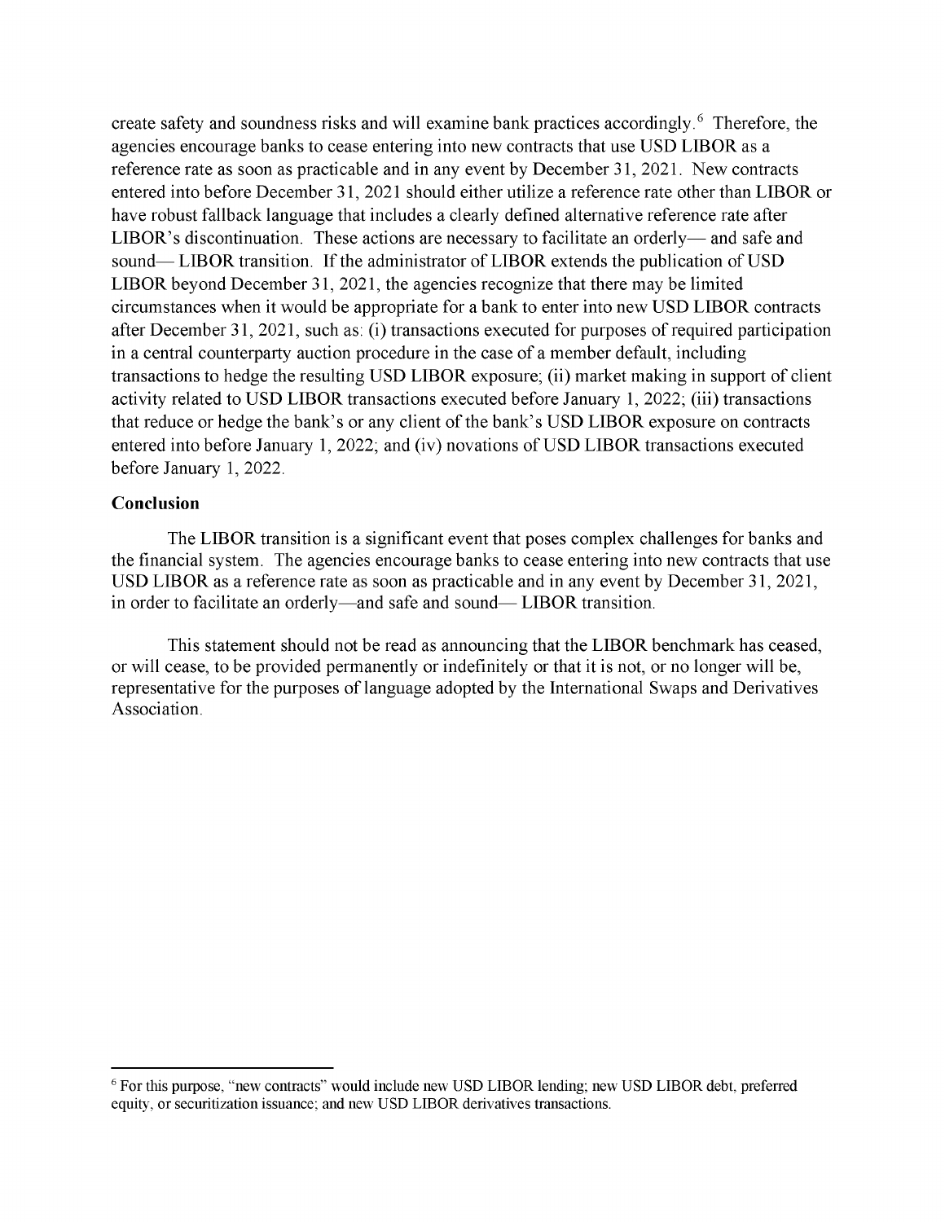create safety and soundness risks and will examine bank practices accordingly.[6] Therefore, the agencies encourage banks to cease entering into new contracts that use USD LIBOR as a reference rate as soon as practicable and in any event by December 31, 2021. New contracts entered into before December 31, 2021 should either utilize a reference rate other than LIBOR or have robust fallback language that includes a clearly defined alternative reference rate after LIBOR's discontinuation. These actions are necessary to facilitate an orderly— and safe and sound— LIBOR transition. If the administrator of LIBOR extends the publication of USD LIBOR beyond December 31, 2021, the agencies recognize that there may be limited circumstances when it would be appropriate for a bank to enter into new USD LIBOR contracts after December 31, 2021, such as: (i) transactions executed for purposes of required participation in a central counterparty auction procedure in the case of a member default, including transactions to hedge the resulting USD LIBOR exposure; (ii) market making in support of client activity related to USD LIBOR transactions executed before January 1, 2022; (iii) transactions that reduce or hedge the bank's or any client of the bank's USD LIBOR exposure on contracts entered into before January 1, 2022; and (iv) novations of USD LIBOR transactions executed before January 1, 2022.

**Conclusion**

The LIBOR transition is a significant event that poses complex challenges for banks and the financial system. The agencies encourage banks to cease entering into new contracts that use USD LIBOR as a reference rate as soon as practicable and in any event by December 31, 2021, in order to facilitate an orderly—and safe and sound— LIBOR transition.

This statement should not be read as announcing that the LIBOR benchmark has ceased, or will cease, to be provided permanently or indefinitely or that it is not, or no longer will be, representative for the purposes of language adopted by the International Swaps and Derivatives Association.

---

[6] For this purpose, "new contracts" would include new USD LIBOR lending; new USD LIBOR debt, preferred equity, or securitization issuance; and new USD LIBOR derivatives transactions.